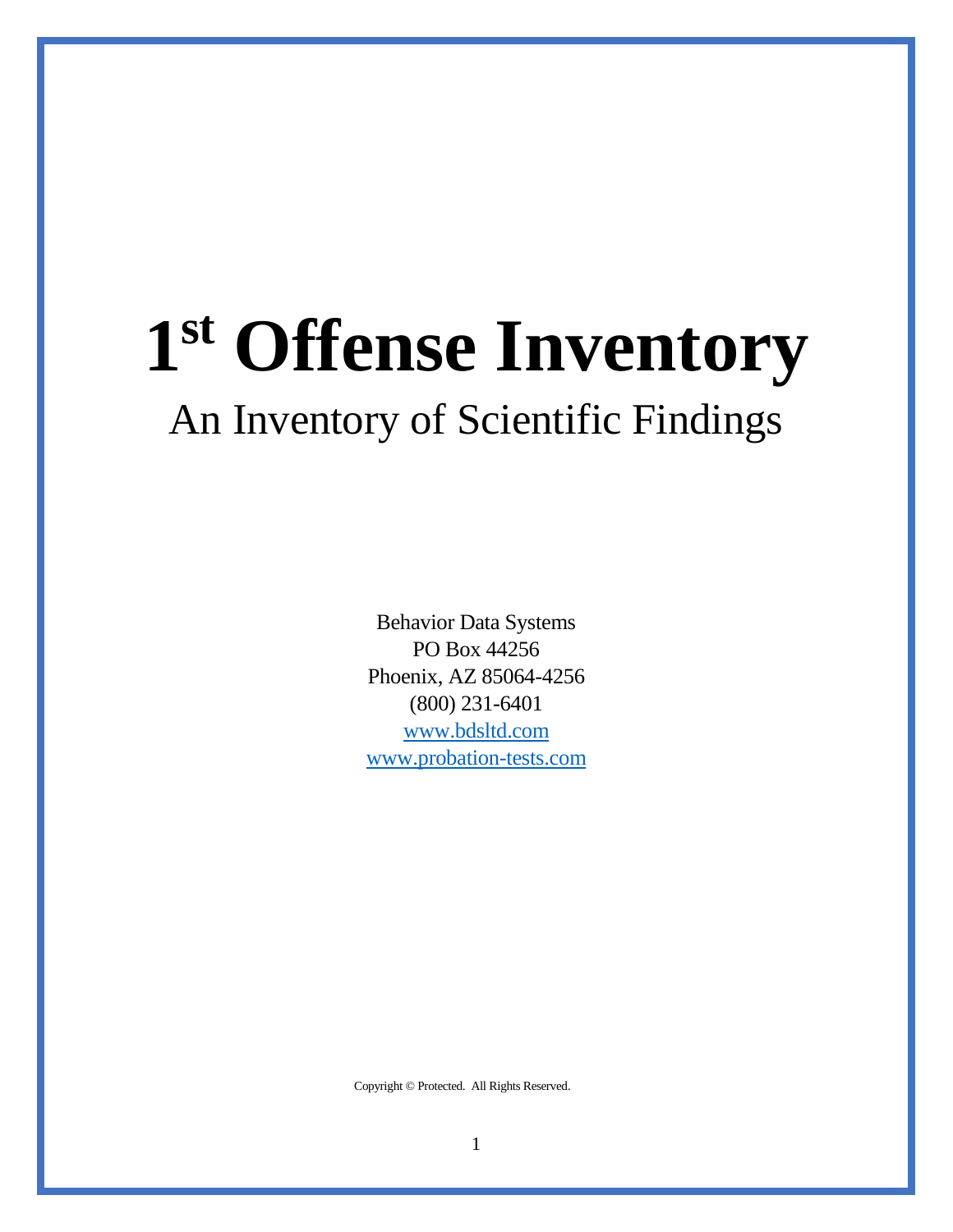# 1st Offense Inventory

## An Inventory of Scientific Findings

Behavior Data Systems
PO Box 44256
Phoenix, AZ 85064-4256
(800) 231-6401
www.bdsltd.com
www.probation-tests.com

Copyright © Protected. All Rights Reserved.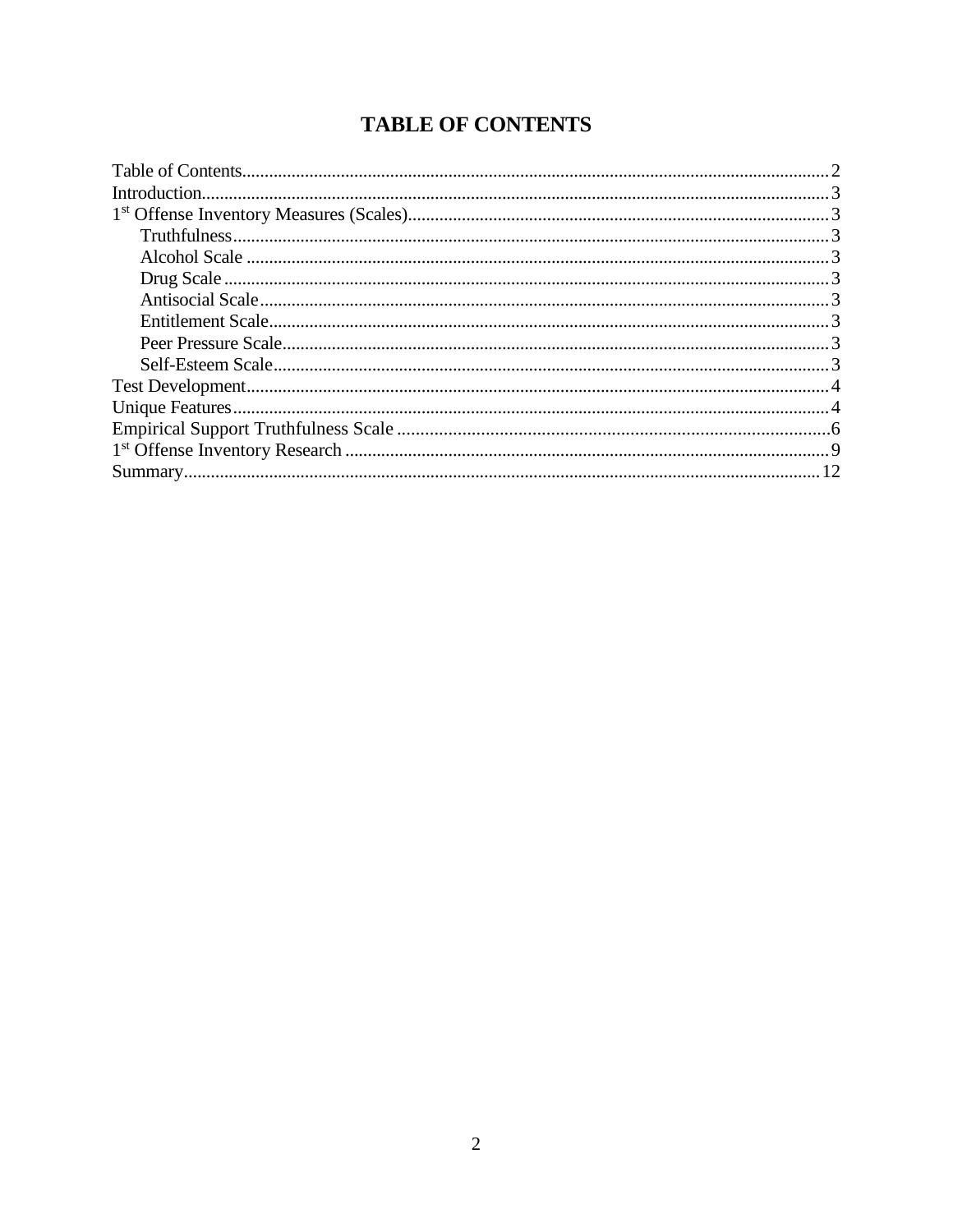# TABLE OF CONTENTS

- Table of Contents ..... 2
- Introduction ..... 3
- 1st Offense Inventory Measures (Scales) ..... 3
  - Truthfulness ..... 3
  - Alcohol Scale ..... 3
  - Drug Scale ..... 3
  - Antisocial Scale ..... 3
  - Entitlement Scale ..... 3
  - Peer Pressure Scale ..... 3
  - Self-Esteem Scale ..... 3
- Test Development ..... 4
- Unique Features ..... 4
- Empirical Support Truthfulness Scale ..... 6
- 1st Offense Inventory Research ..... 9
- Summary ..... 12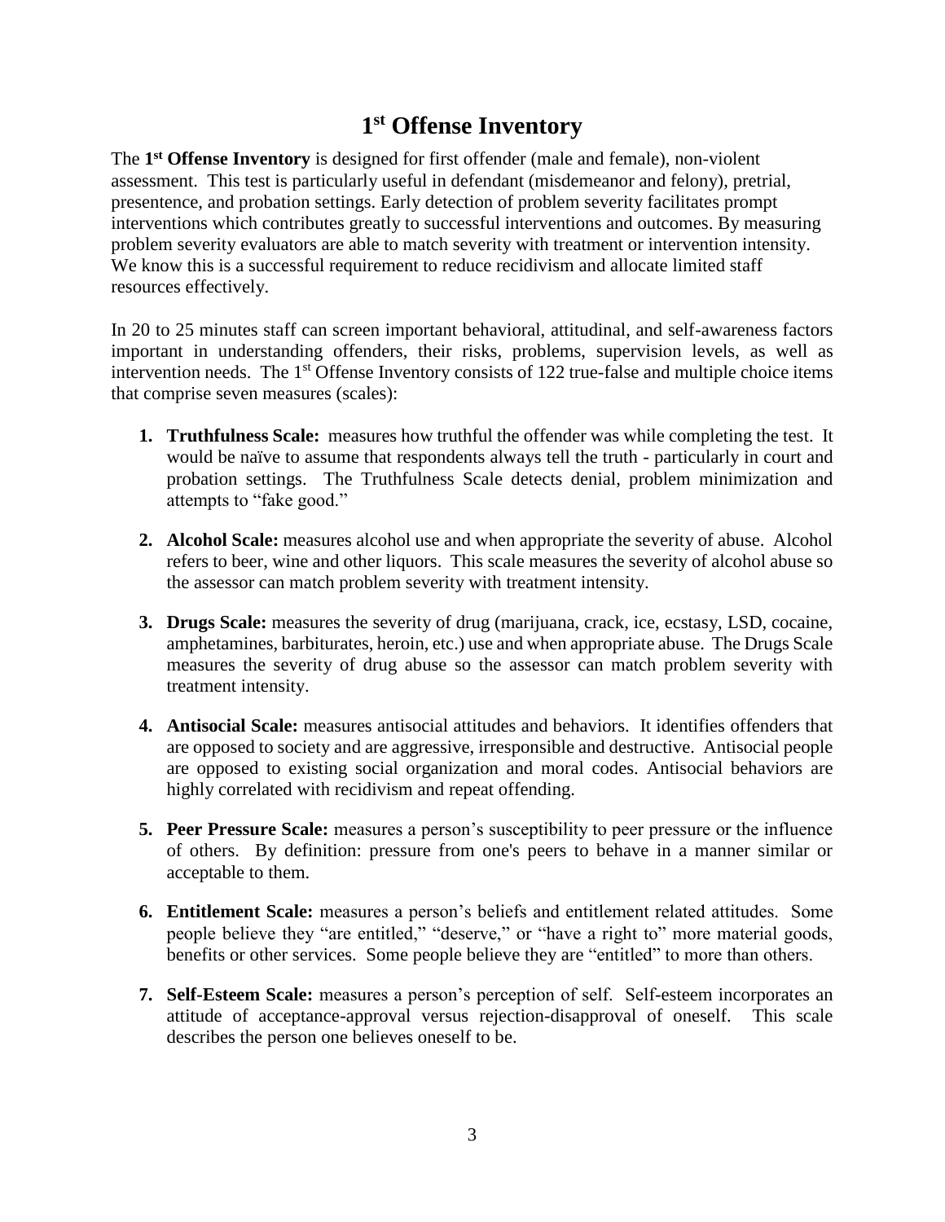# 1st Offense Inventory

The **1st Offense Inventory** is designed for first offender (male and female), non-violent assessment. This test is particularly useful in defendant (misdemeanor and felony), pretrial, presentence, and probation settings. Early detection of problem severity facilitates prompt interventions which contributes greatly to successful interventions and outcomes. By measuring problem severity evaluators are able to match severity with treatment or intervention intensity. We know this is a successful requirement to reduce recidivism and allocate limited staff resources effectively.

In 20 to 25 minutes staff can screen important behavioral, attitudinal, and self-awareness factors important in understanding offenders, their risks, problems, supervision levels, as well as intervention needs. The 1st Offense Inventory consists of 122 true-false and multiple choice items that comprise seven measures (scales):

1. **Truthfulness Scale:** measures how truthful the offender was while completing the test. It would be naïve to assume that respondents always tell the truth - particularly in court and probation settings. The Truthfulness Scale detects denial, problem minimization and attempts to "fake good."

2. **Alcohol Scale:** measures alcohol use and when appropriate the severity of abuse. Alcohol refers to beer, wine and other liquors. This scale measures the severity of alcohol abuse so the assessor can match problem severity with treatment intensity.

3. **Drugs Scale:** measures the severity of drug (marijuana, crack, ice, ecstasy, LSD, cocaine, amphetamines, barbiturates, heroin, etc.) use and when appropriate abuse. The Drugs Scale measures the severity of drug abuse so the assessor can match problem severity with treatment intensity.

4. **Antisocial Scale:** measures antisocial attitudes and behaviors. It identifies offenders that are opposed to society and are aggressive, irresponsible and destructive. Antisocial people are opposed to existing social organization and moral codes. Antisocial behaviors are highly correlated with recidivism and repeat offending.

5. **Peer Pressure Scale:** measures a person's susceptibility to peer pressure or the influence of others. By definition: pressure from one's peers to behave in a manner similar or acceptable to them.

6. **Entitlement Scale:** measures a person's beliefs and entitlement related attitudes. Some people believe they "are entitled," "deserve," or "have a right to" more material goods, benefits or other services. Some people believe they are "entitled" to more than others.

7. **Self-Esteem Scale:** measures a person's perception of self. Self-esteem incorporates an attitude of acceptance-approval versus rejection-disapproval of oneself. This scale describes the person one believes oneself to be.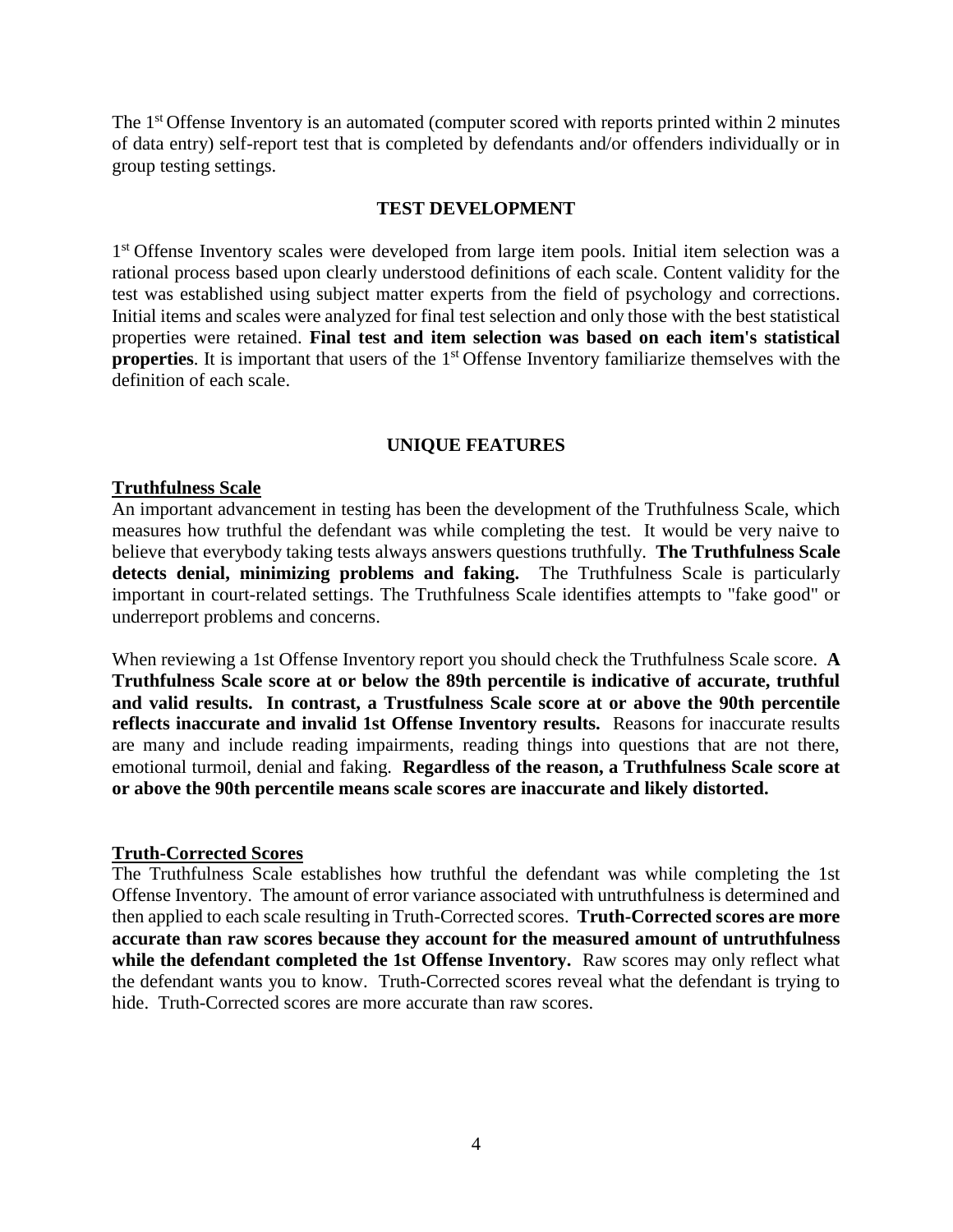The 1st Offense Inventory is an automated (computer scored with reports printed within 2 minutes of data entry) self-report test that is completed by defendants and/or offenders individually or in group testing settings.

## TEST DEVELOPMENT

1st Offense Inventory scales were developed from large item pools. Initial item selection was a rational process based upon clearly understood definitions of each scale. Content validity for the test was established using subject matter experts from the field of psychology and corrections. Initial items and scales were analyzed for final test selection and only those with the best statistical properties were retained. **Final test and item selection was based on each item's statistical properties**. It is important that users of the 1st Offense Inventory familiarize themselves with the definition of each scale.

## UNIQUE FEATURES

### Truthfulness Scale

An important advancement in testing has been the development of the Truthfulness Scale, which measures how truthful the defendant was while completing the test. It would be very naive to believe that everybody taking tests always answers questions truthfully. **The Truthfulness Scale detects denial, minimizing problems and faking.** The Truthfulness Scale is particularly important in court-related settings. The Truthfulness Scale identifies attempts to "fake good" or underreport problems and concerns.

When reviewing a 1st Offense Inventory report you should check the Truthfulness Scale score. **A Truthfulness Scale score at or below the 89th percentile is indicative of accurate, truthful and valid results. In contrast, a Trustfulness Scale score at or above the 90th percentile reflects inaccurate and invalid 1st Offense Inventory results.** Reasons for inaccurate results are many and include reading impairments, reading things into questions that are not there, emotional turmoil, denial and faking. **Regardless of the reason, a Truthfulness Scale score at or above the 90th percentile means scale scores are inaccurate and likely distorted.**

### Truth-Corrected Scores

The Truthfulness Scale establishes how truthful the defendant was while completing the 1st Offense Inventory. The amount of error variance associated with untruthfulness is determined and then applied to each scale resulting in Truth-Corrected scores. **Truth-Corrected scores are more accurate than raw scores because they account for the measured amount of untruthfulness while the defendant completed the 1st Offense Inventory.** Raw scores may only reflect what the defendant wants you to know. Truth-Corrected scores reveal what the defendant is trying to hide. Truth-Corrected scores are more accurate than raw scores.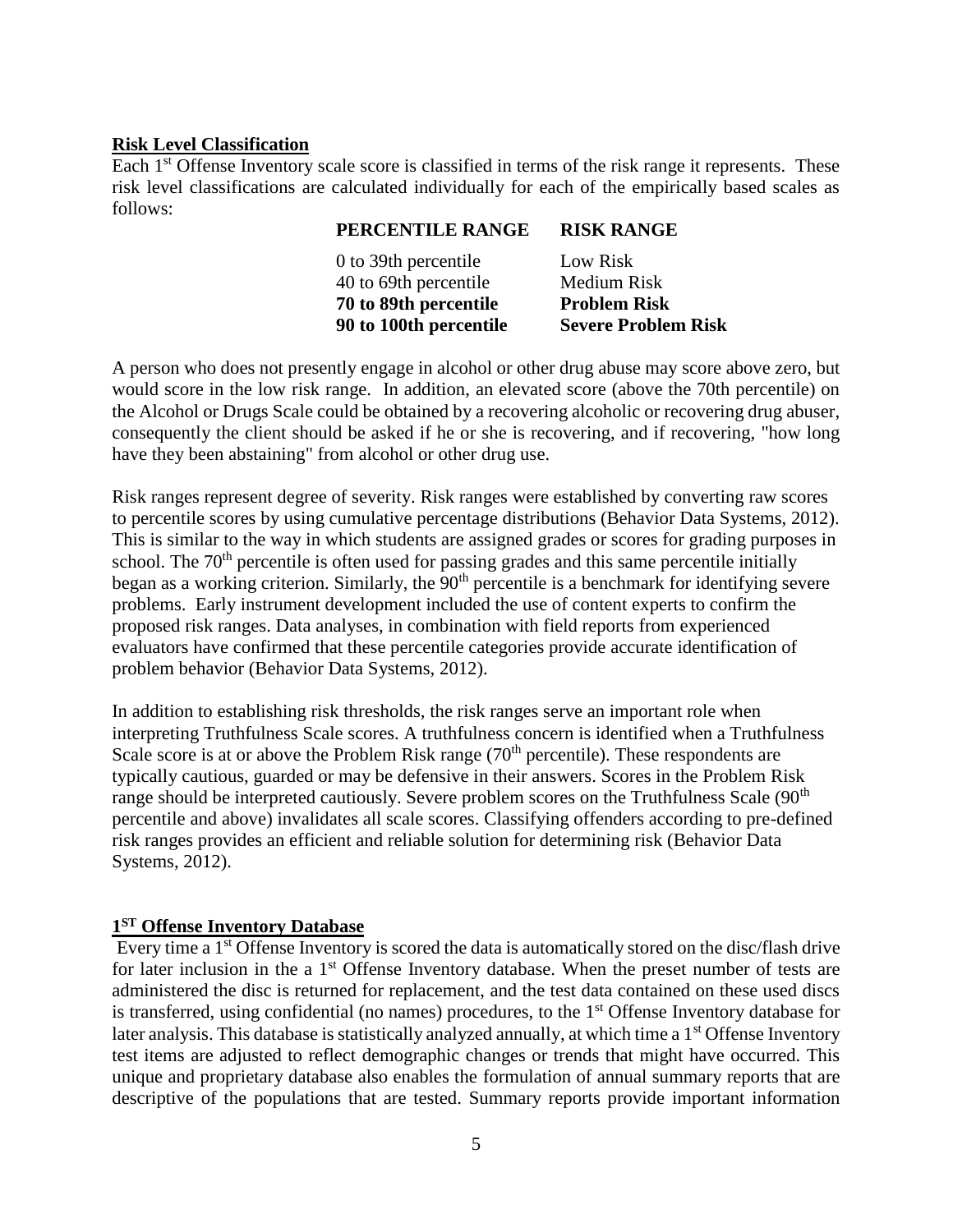**Risk Level Classification**

Each 1st Offense Inventory scale score is classified in terms of the risk range it represents. These risk level classifications are calculated individually for each of the empirically based scales as follows:

| PERCENTILE RANGE | RISK RANGE |
|---|---|
| 0 to 39th percentile | Low Risk |
| 40 to 69th percentile | Medium Risk |
| **70 to 89th percentile** | **Problem Risk** |
| **90 to 100th percentile** | **Severe Problem Risk** |

A person who does not presently engage in alcohol or other drug abuse may score above zero, but would score in the low risk range. In addition, an elevated score (above the 70th percentile) on the Alcohol or Drugs Scale could be obtained by a recovering alcoholic or recovering drug abuser, consequently the client should be asked if he or she is recovering, and if recovering, "how long have they been abstaining" from alcohol or other drug use.

Risk ranges represent degree of severity. Risk ranges were established by converting raw scores to percentile scores by using cumulative percentage distributions (Behavior Data Systems, 2012). This is similar to the way in which students are assigned grades or scores for grading purposes in school. The 70th percentile is often used for passing grades and this same percentile initially began as a working criterion. Similarly, the 90th percentile is a benchmark for identifying severe problems. Early instrument development included the use of content experts to confirm the proposed risk ranges. Data analyses, in combination with field reports from experienced evaluators have confirmed that these percentile categories provide accurate identification of problem behavior (Behavior Data Systems, 2012).

In addition to establishing risk thresholds, the risk ranges serve an important role when interpreting Truthfulness Scale scores. A truthfulness concern is identified when a Truthfulness Scale score is at or above the Problem Risk range (70th percentile). These respondents are typically cautious, guarded or may be defensive in their answers. Scores in the Problem Risk range should be interpreted cautiously. Severe problem scores on the Truthfulness Scale (90th percentile and above) invalidates all scale scores. Classifying offenders according to pre-defined risk ranges provides an efficient and reliable solution for determining risk (Behavior Data Systems, 2012).

**1ST Offense Inventory Database**

Every time a 1st Offense Inventory is scored the data is automatically stored on the disc/flash drive for later inclusion in the a 1st Offense Inventory database. When the preset number of tests are administered the disc is returned for replacement, and the test data contained on these used discs is transferred, using confidential (no names) procedures, to the 1st Offense Inventory database for later analysis. This database is statistically analyzed annually, at which time a 1st Offense Inventory test items are adjusted to reflect demographic changes or trends that might have occurred. This unique and proprietary database also enables the formulation of annual summary reports that are descriptive of the populations that are tested. Summary reports provide important information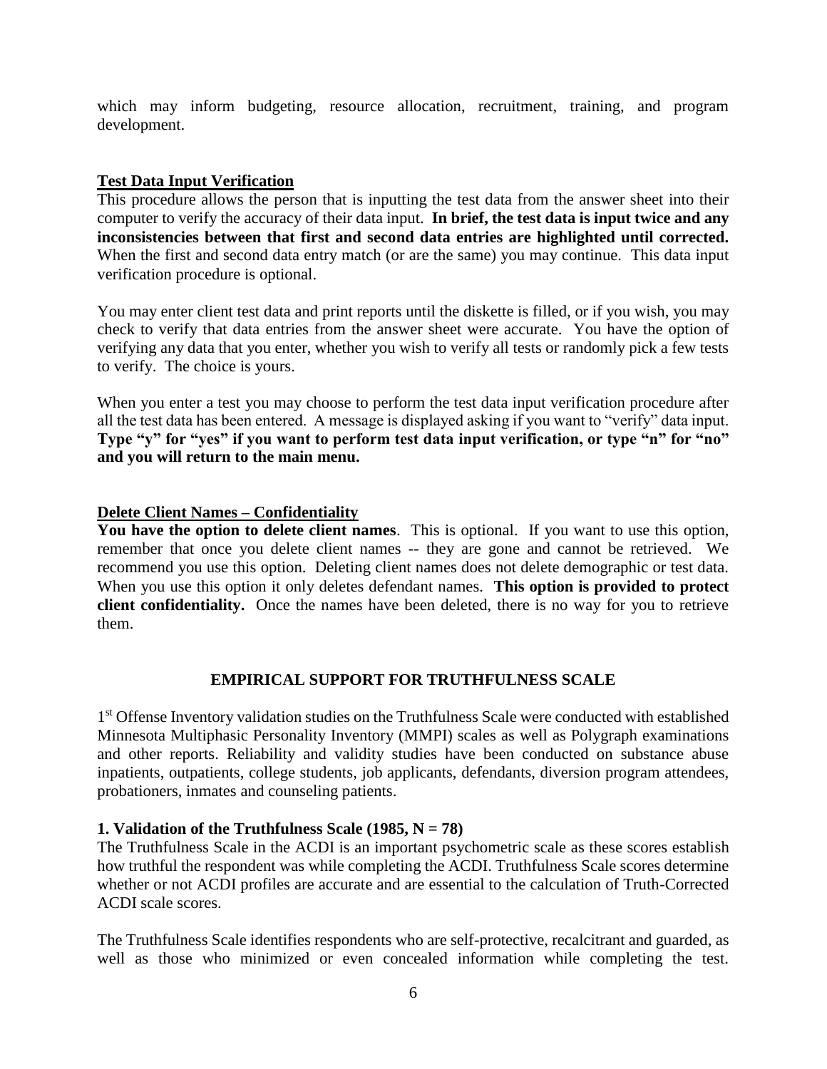which may inform budgeting, resource allocation, recruitment, training, and program development.

**Test Data Input Verification**

This procedure allows the person that is inputting the test data from the answer sheet into their computer to verify the accuracy of their data input. **In brief, the test data is input twice and any inconsistencies between that first and second data entries are highlighted until corrected.** When the first and second data entry match (or are the same) you may continue. This data input verification procedure is optional.

You may enter client test data and print reports until the diskette is filled, or if you wish, you may check to verify that data entries from the answer sheet were accurate. You have the option of verifying any data that you enter, whether you wish to verify all tests or randomly pick a few tests to verify. The choice is yours.

When you enter a test you may choose to perform the test data input verification procedure after all the test data has been entered. A message is displayed asking if you want to "verify" data input. **Type "y" for "yes" if you want to perform test data input verification, or type "n" for "no" and you will return to the main menu.**

**Delete Client Names – Confidentiality**

**You have the option to delete client names**. This is optional. If you want to use this option, remember that once you delete client names -- they are gone and cannot be retrieved. We recommend you use this option. Deleting client names does not delete demographic or test data. When you use this option it only deletes defendant names. **This option is provided to protect client confidentiality.** Once the names have been deleted, there is no way for you to retrieve them.

## EMPIRICAL SUPPORT FOR TRUTHFULNESS SCALE

1st Offense Inventory validation studies on the Truthfulness Scale were conducted with established Minnesota Multiphasic Personality Inventory (MMPI) scales as well as Polygraph examinations and other reports. Reliability and validity studies have been conducted on substance abuse inpatients, outpatients, college students, job applicants, defendants, diversion program attendees, probationers, inmates and counseling patients.

### 1. Validation of the Truthfulness Scale (1985, N = 78)

The Truthfulness Scale in the ACDI is an important psychometric scale as these scores establish how truthful the respondent was while completing the ACDI. Truthfulness Scale scores determine whether or not ACDI profiles are accurate and are essential to the calculation of Truth-Corrected ACDI scale scores.

The Truthfulness Scale identifies respondents who are self-protective, recalcitrant and guarded, as well as those who minimized or even concealed information while completing the test.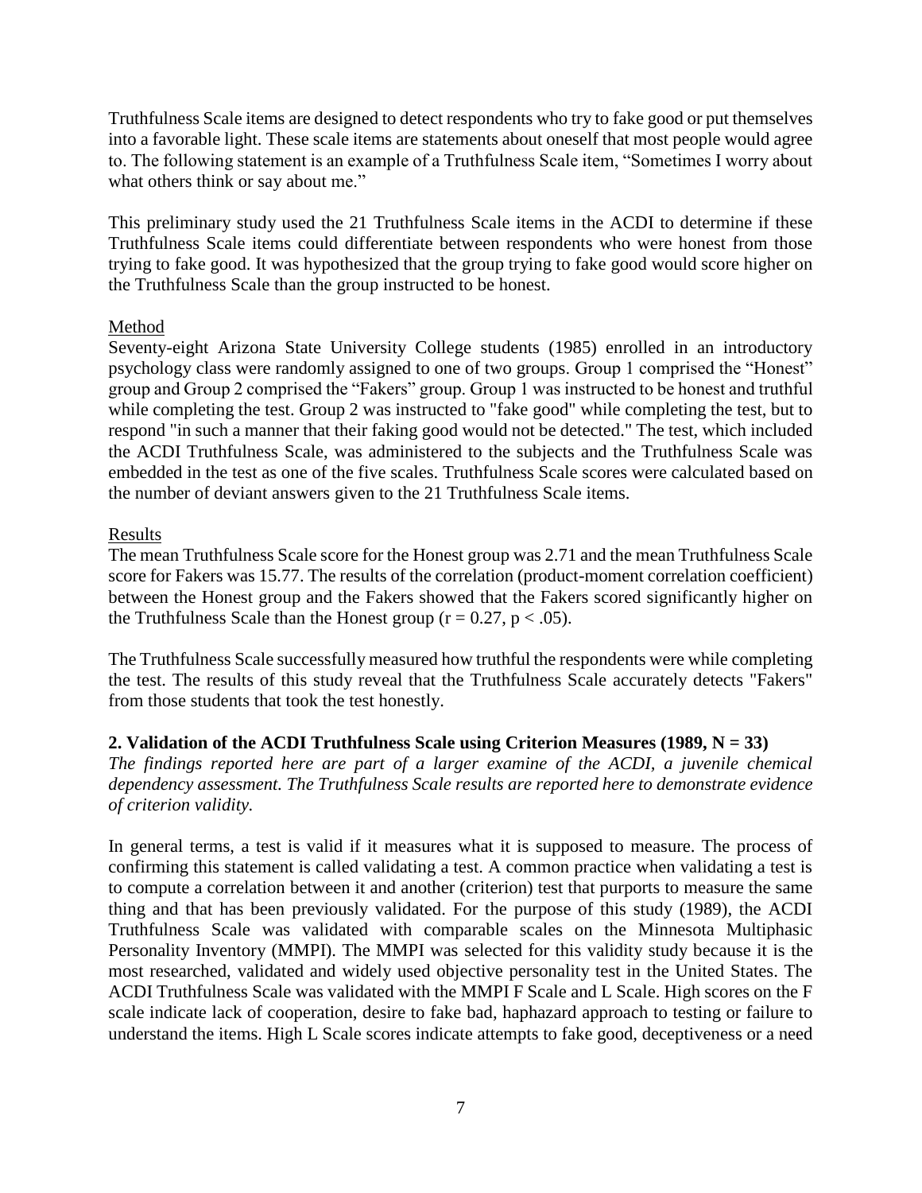Truthfulness Scale items are designed to detect respondents who try to fake good or put themselves into a favorable light. These scale items are statements about oneself that most people would agree to. The following statement is an example of a Truthfulness Scale item, "Sometimes I worry about what others think or say about me."

This preliminary study used the 21 Truthfulness Scale items in the ACDI to determine if these Truthfulness Scale items could differentiate between respondents who were honest from those trying to fake good. It was hypothesized that the group trying to fake good would score higher on the Truthfulness Scale than the group instructed to be honest.

Method

Seventy-eight Arizona State University College students (1985) enrolled in an introductory psychology class were randomly assigned to one of two groups. Group 1 comprised the "Honest" group and Group 2 comprised the "Fakers" group. Group 1 was instructed to be honest and truthful while completing the test. Group 2 was instructed to "fake good" while completing the test, but to respond "in such a manner that their faking good would not be detected." The test, which included the ACDI Truthfulness Scale, was administered to the subjects and the Truthfulness Scale was embedded in the test as one of the five scales. Truthfulness Scale scores were calculated based on the number of deviant answers given to the 21 Truthfulness Scale items.

Results

The mean Truthfulness Scale score for the Honest group was 2.71 and the mean Truthfulness Scale score for Fakers was 15.77. The results of the correlation (product-moment correlation coefficient) between the Honest group and the Fakers showed that the Fakers scored significantly higher on the Truthfulness Scale than the Honest group ($r = 0.27$, $p < .05$).

The Truthfulness Scale successfully measured how truthful the respondents were while completing the test. The results of this study reveal that the Truthfulness Scale accurately detects "Fakers" from those students that took the test honestly.

**2. Validation of the ACDI Truthfulness Scale using Criterion Measures (1989, N = 33)**

*The findings reported here are part of a larger examine of the ACDI, a juvenile chemical dependency assessment. The Truthfulness Scale results are reported here to demonstrate evidence of criterion validity.*

In general terms, a test is valid if it measures what it is supposed to measure. The process of confirming this statement is called validating a test. A common practice when validating a test is to compute a correlation between it and another (criterion) test that purports to measure the same thing and that has been previously validated. For the purpose of this study (1989), the ACDI Truthfulness Scale was validated with comparable scales on the Minnesota Multiphasic Personality Inventory (MMPI). The MMPI was selected for this validity study because it is the most researched, validated and widely used objective personality test in the United States. The ACDI Truthfulness Scale was validated with the MMPI F Scale and L Scale. High scores on the F scale indicate lack of cooperation, desire to fake bad, haphazard approach to testing or failure to understand the items. High L Scale scores indicate attempts to fake good, deceptiveness or a need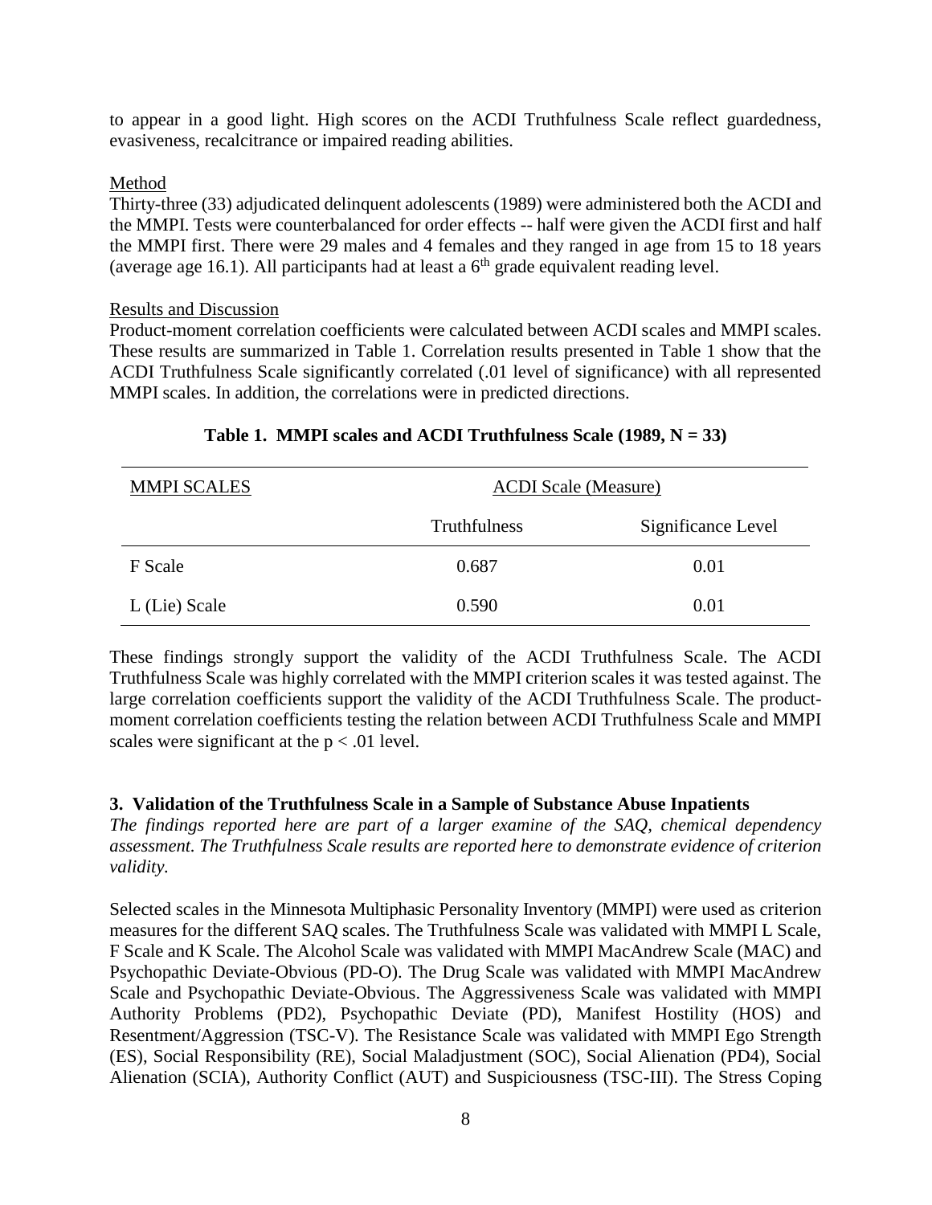to appear in a good light. High scores on the ACDI Truthfulness Scale reflect guardedness, evasiveness, recalcitrance or impaired reading abilities.

Method

Thirty-three (33) adjudicated delinquent adolescents (1989) were administered both the ACDI and the MMPI. Tests were counterbalanced for order effects -- half were given the ACDI first and half the MMPI first. There were 29 males and 4 females and they ranged in age from 15 to 18 years (average age 16.1). All participants had at least a 6th grade equivalent reading level.

Results and Discussion

Product-moment correlation coefficients were calculated between ACDI scales and MMPI scales. These results are summarized in Table 1. Correlation results presented in Table 1 show that the ACDI Truthfulness Scale significantly correlated (.01 level of significance) with all represented MMPI scales. In addition, the correlations were in predicted directions.

**Table 1. MMPI scales and ACDI Truthfulness Scale (1989, N = 33)**

| MMPI SCALES | ACDI Scale (Measure) | |
|---|---|---|
| | Truthfulness | Significance Level |
| F Scale | 0.687 | 0.01 |
| L (Lie) Scale | 0.590 | 0.01 |

These findings strongly support the validity of the ACDI Truthfulness Scale. The ACDI Truthfulness Scale was highly correlated with the MMPI criterion scales it was tested against. The large correlation coefficients support the validity of the ACDI Truthfulness Scale. The product-moment correlation coefficients testing the relation between ACDI Truthfulness Scale and MMPI scales were significant at the $p < .01$ level.

### 3. Validation of the Truthfulness Scale in a Sample of Substance Abuse Inpatients

*The findings reported here are part of a larger examine of the SAQ, chemical dependency assessment. The Truthfulness Scale results are reported here to demonstrate evidence of criterion validity.*

Selected scales in the Minnesota Multiphasic Personality Inventory (MMPI) were used as criterion measures for the different SAQ scales. The Truthfulness Scale was validated with MMPI L Scale, F Scale and K Scale. The Alcohol Scale was validated with MMPI MacAndrew Scale (MAC) and Psychopathic Deviate-Obvious (PD-O). The Drug Scale was validated with MMPI MacAndrew Scale and Psychopathic Deviate-Obvious. The Aggressiveness Scale was validated with MMPI Authority Problems (PD2), Psychopathic Deviate (PD), Manifest Hostility (HOS) and Resentment/Aggression (TSC-V). The Resistance Scale was validated with MMPI Ego Strength (ES), Social Responsibility (RE), Social Maladjustment (SOC), Social Alienation (PD4), Social Alienation (SCIA), Authority Conflict (AUT) and Suspiciousness (TSC-III). The Stress Coping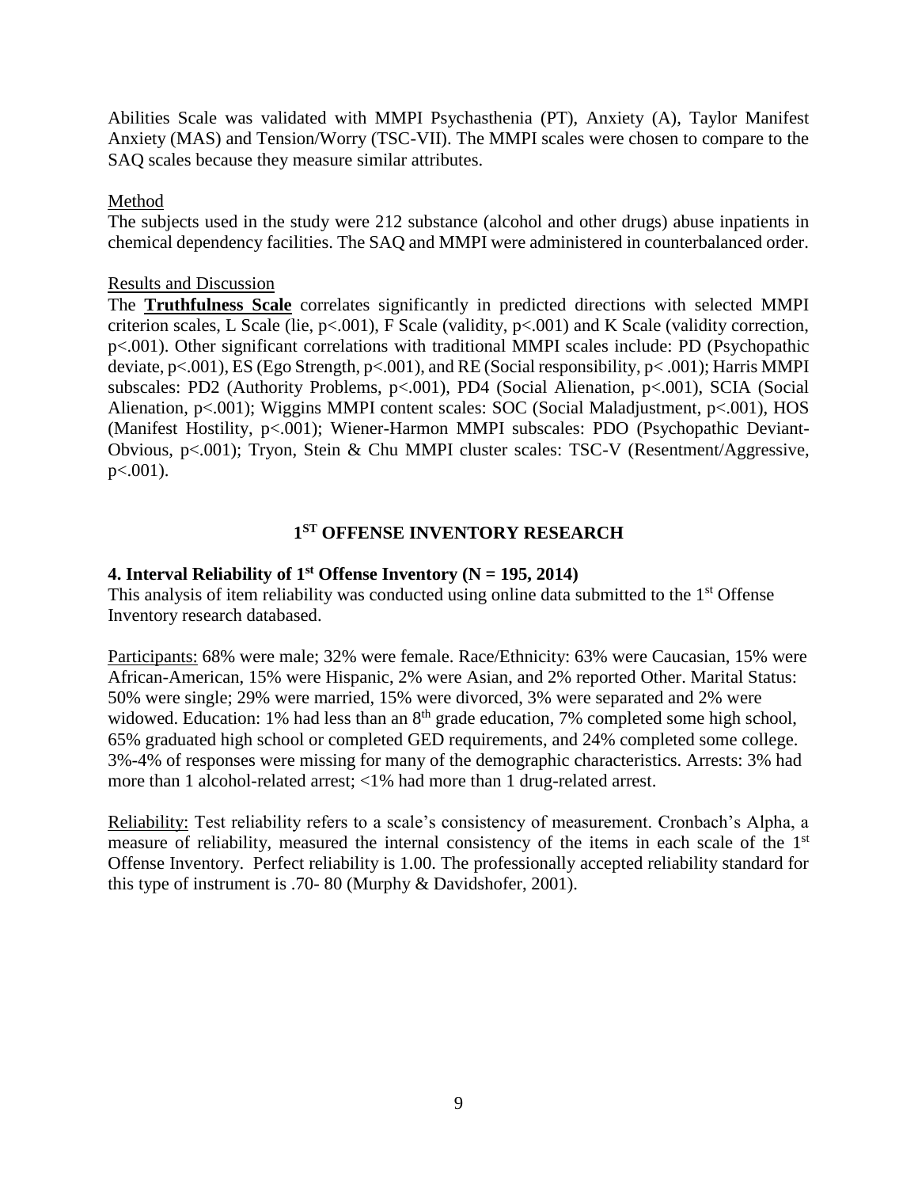Abilities Scale was validated with MMPI Psychasthenia (PT), Anxiety (A), Taylor Manifest Anxiety (MAS) and Tension/Worry (TSC-VII). The MMPI scales were chosen to compare to the SAQ scales because they measure similar attributes.

Method

The subjects used in the study were 212 substance (alcohol and other drugs) abuse inpatients in chemical dependency facilities. The SAQ and MMPI were administered in counterbalanced order.

Results and Discussion

The **Truthfulness Scale** correlates significantly in predicted directions with selected MMPI criterion scales, L Scale (lie, $p<.001$), F Scale (validity, $p<.001$) and K Scale (validity correction, $p<.001$). Other significant correlations with traditional MMPI scales include: PD (Psychopathic deviate, $p<.001$), ES (Ego Strength, $p<.001$), and RE (Social responsibility, $p<.001$); Harris MMPI subscales: PD2 (Authority Problems, $p<.001$), PD4 (Social Alienation, $p<.001$), SCIA (Social Alienation, $p<.001$); Wiggins MMPI content scales: SOC (Social Maladjustment, $p<.001$), HOS (Manifest Hostility, $p<.001$); Wiener-Harmon MMPI subscales: PDO (Psychopathic Deviant-Obvious, $p<.001$); Tryon, Stein & Chu MMPI cluster scales: TSC-V (Resentment/Aggressive, $p<.001$).

## 1ST OFFENSE INVENTORY RESEARCH

### 4. Interval Reliability of 1st Offense Inventory (N = 195, 2014)

This analysis of item reliability was conducted using online data submitted to the 1st Offense Inventory research databased.

Participants: 68% were male; 32% were female. Race/Ethnicity: 63% were Caucasian, 15% were African-American, 15% were Hispanic, 2% were Asian, and 2% reported Other. Marital Status: 50% were single; 29% were married, 15% were divorced, 3% were separated and 2% were widowed. Education: 1% had less than an 8th grade education, 7% completed some high school, 65% graduated high school or completed GED requirements, and 24% completed some college. 3%-4% of responses were missing for many of the demographic characteristics. Arrests: 3% had more than 1 alcohol-related arrest; <1% had more than 1 drug-related arrest.

Reliability: Test reliability refers to a scale's consistency of measurement. Cronbach's Alpha, a measure of reliability, measured the internal consistency of the items in each scale of the 1st Offense Inventory. Perfect reliability is 1.00. The professionally accepted reliability standard for this type of instrument is .70- 80 (Murphy & Davidshofer, 2001).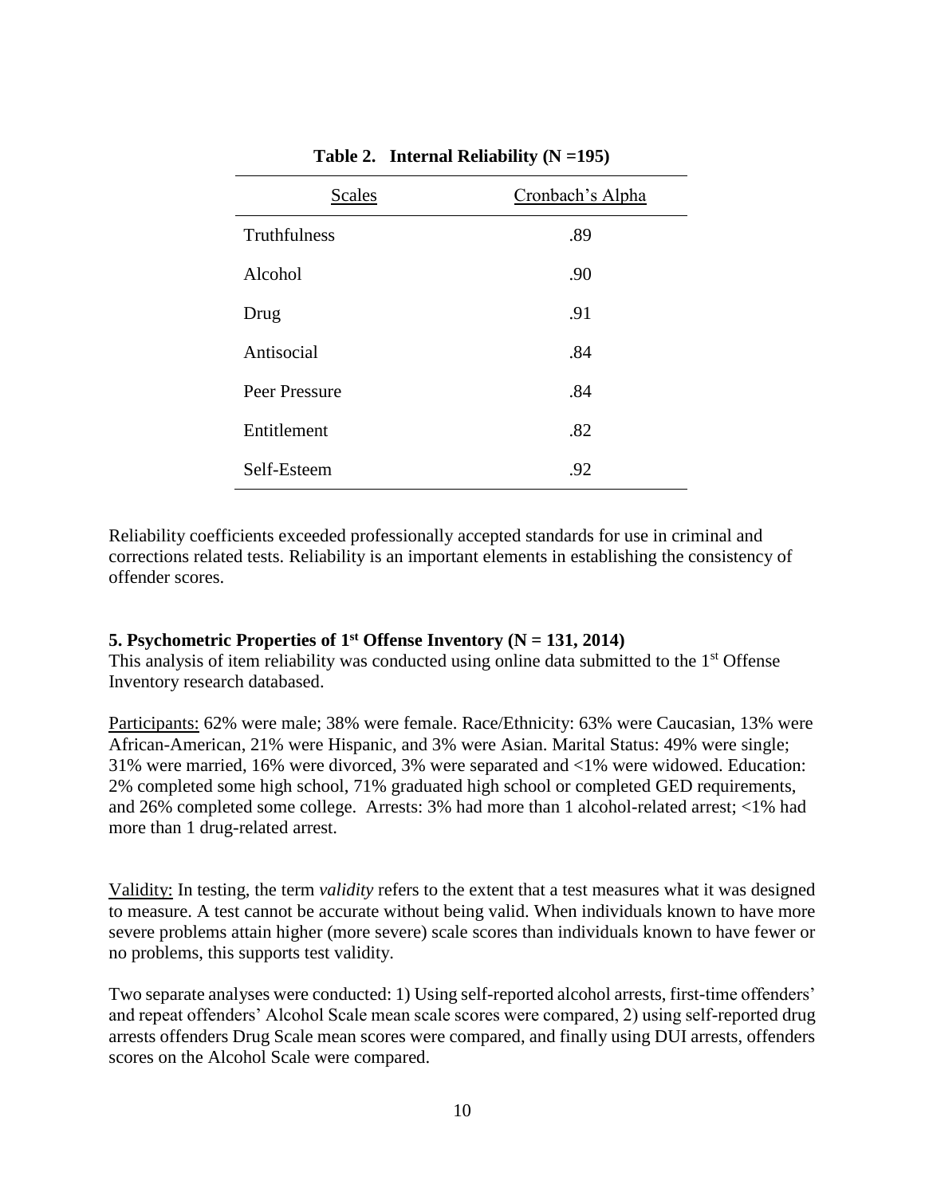**Table 2. Internal Reliability (N =195)**

| Scales | Cronbach's Alpha |
|---|---|
| Truthfulness | .89 |
| Alcohol | .90 |
| Drug | .91 |
| Antisocial | .84 |
| Peer Pressure | .84 |
| Entitlement | .82 |
| Self-Esteem | .92 |

Reliability coefficients exceeded professionally accepted standards for use in criminal and corrections related tests. Reliability is an important elements in establishing the consistency of offender scores.

### 5. Psychometric Properties of 1st Offense Inventory (N = 131, 2014)

This analysis of item reliability was conducted using online data submitted to the 1st Offense Inventory research databased.

Participants: 62% were male; 38% were female. Race/Ethnicity: 63% were Caucasian, 13% were African-American, 21% were Hispanic, and 3% were Asian. Marital Status: 49% were single; 31% were married, 16% were divorced, 3% were separated and <1% were widowed. Education: 2% completed some high school, 71% graduated high school or completed GED requirements, and 26% completed some college. Arrests: 3% had more than 1 alcohol-related arrest; <1% had more than 1 drug-related arrest.

Validity: In testing, the term *validity* refers to the extent that a test measures what it was designed to measure. A test cannot be accurate without being valid. When individuals known to have more severe problems attain higher (more severe) scale scores than individuals known to have fewer or no problems, this supports test validity.

Two separate analyses were conducted: 1) Using self-reported alcohol arrests, first-time offenders' and repeat offenders' Alcohol Scale mean scale scores were compared, 2) using self-reported drug arrests offenders Drug Scale mean scores were compared, and finally using DUI arrests, offenders scores on the Alcohol Scale were compared.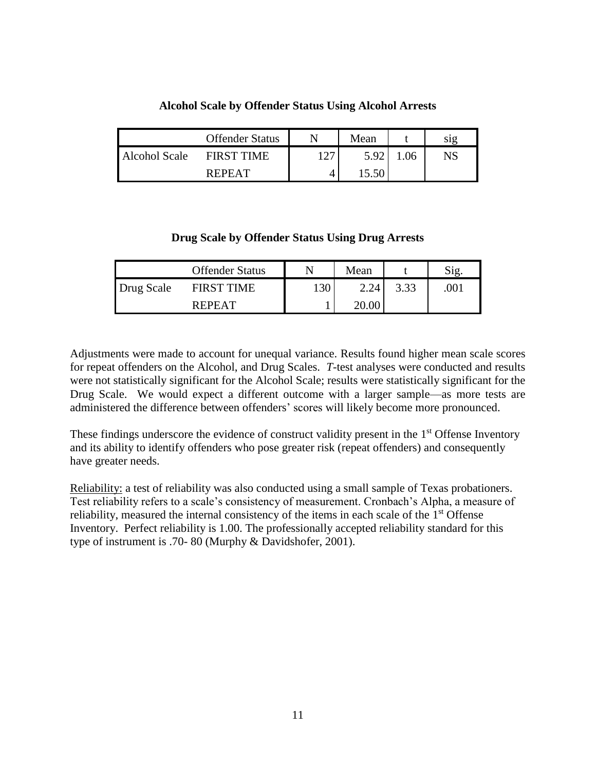**Alcohol Scale by Offender Status Using Alcohol Arrests**

| | Offender Status | N | Mean | t | sig |
|---|---|---|---|---|---|
| Alcohol Scale | FIRST TIME | 127 | 5.92 | 1.06 | NS |
| | REPEAT | 4 | 15.50 | | |

**Drug Scale by Offender Status Using Drug Arrests**

| | Offender Status | N | Mean | t | Sig. |
|---|---|---|---|---|---|
| Drug Scale | FIRST TIME | 130 | 2.24 | 3.33 | .001 |
| | REPEAT | 1 | 20.00 | | |

Adjustments were made to account for unequal variance. Results found higher mean scale scores for repeat offenders on the Alcohol, and Drug Scales. *T*-test analyses were conducted and results were not statistically significant for the Alcohol Scale; results were statistically significant for the Drug Scale. We would expect a different outcome with a larger sample—as more tests are administered the difference between offenders' scores will likely become more pronounced.

These findings underscore the evidence of construct validity present in the 1st Offense Inventory and its ability to identify offenders who pose greater risk (repeat offenders) and consequently have greater needs.

Reliability: a test of reliability was also conducted using a small sample of Texas probationers. Test reliability refers to a scale's consistency of measurement. Cronbach's Alpha, a measure of reliability, measured the internal consistency of the items in each scale of the 1st Offense Inventory. Perfect reliability is 1.00. The professionally accepted reliability standard for this type of instrument is .70- 80 (Murphy & Davidshofer, 2001).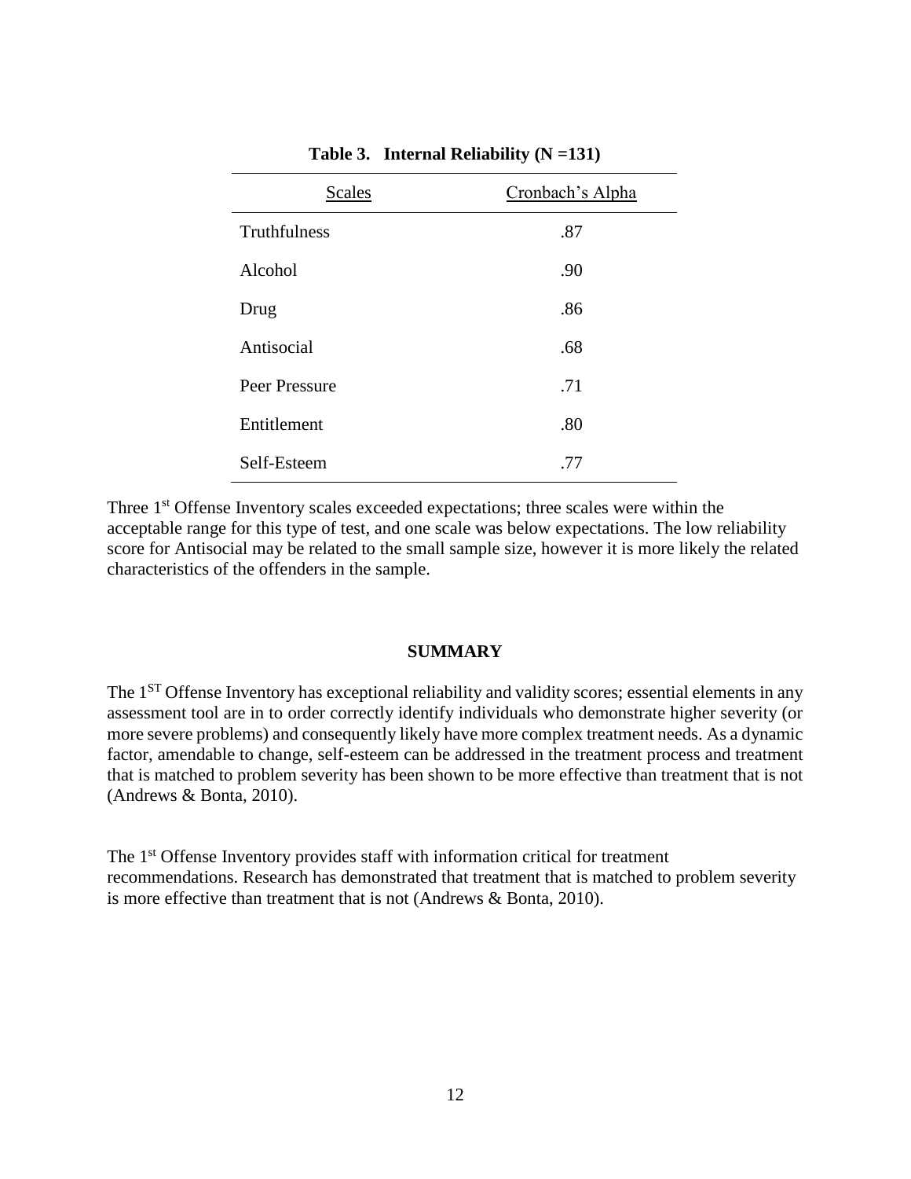**Table 3. Internal Reliability (N =131)**

| Scales | Cronbach's Alpha |
| --- | --- |
| Truthfulness | .87 |
| Alcohol | .90 |
| Drug | .86 |
| Antisocial | .68 |
| Peer Pressure | .71 |
| Entitlement | .80 |
| Self-Esteem | .77 |

Three 1st Offense Inventory scales exceeded expectations; three scales were within the acceptable range for this type of test, and one scale was below expectations. The low reliability score for Antisocial may be related to the small sample size, however it is more likely the related characteristics of the offenders in the sample.

## SUMMARY

The 1ST Offense Inventory has exceptional reliability and validity scores; essential elements in any assessment tool are in to order correctly identify individuals who demonstrate higher severity (or more severe problems) and consequently likely have more complex treatment needs. As a dynamic factor, amendable to change, self-esteem can be addressed in the treatment process and treatment that is matched to problem severity has been shown to be more effective than treatment that is not (Andrews & Bonta, 2010).

The 1st Offense Inventory provides staff with information critical for treatment recommendations. Research has demonstrated that treatment that is matched to problem severity is more effective than treatment that is not (Andrews & Bonta, 2010).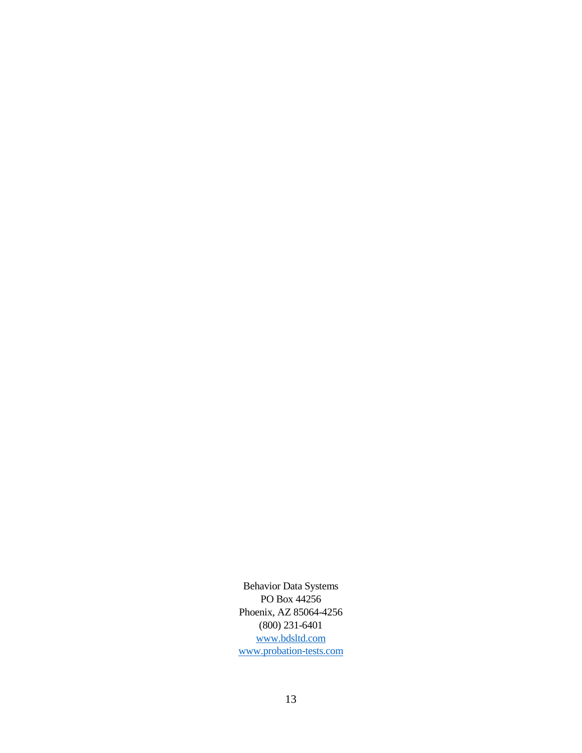Behavior Data Systems
PO Box 44256
Phoenix, AZ 85064-4256
(800) 231-6401
[www.bdsltd.com](http://www.bdsltd.com)
[www.probation-tests.com](http://www.probation-tests.com)